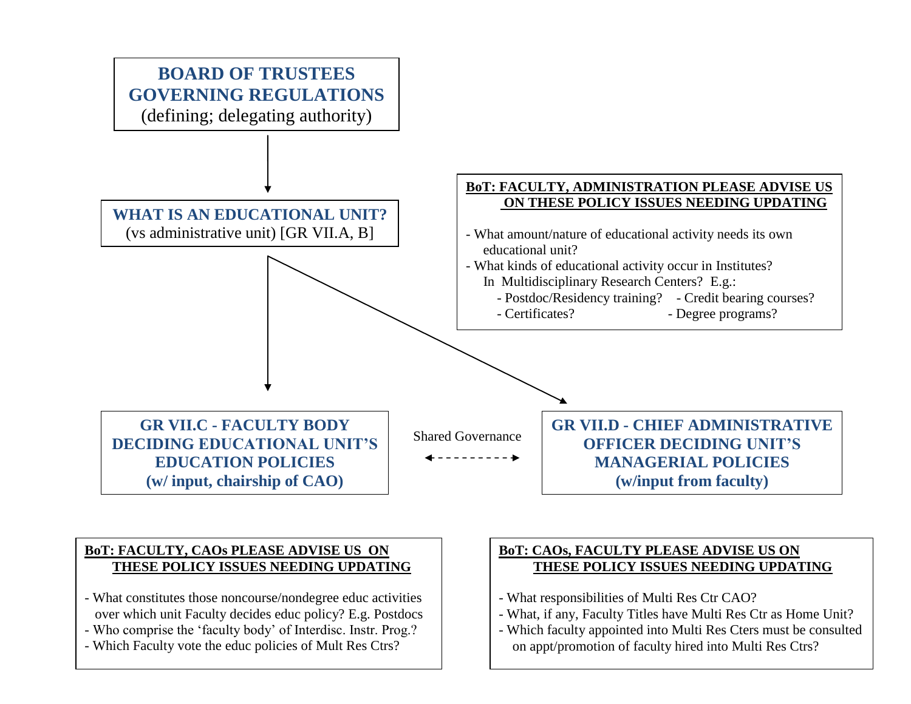**BOARD OF TRUSTEES GOVERNING REGULATIONS**
(defining; delegating authority)

**WHAT IS AN EDUCATIONAL UNIT?**
(vs administrative unit) [GR VII.A, B]

**BoT: FACULTY, ADMINISTRATION PLEASE ADVISE US ON THESE POLICY ISSUES NEEDING UPDATING**

- What amount/nature of educational activity needs its own educational unit?
- What kinds of educational activity occur in Institutes? In Multidisciplinary Research Centers? E.g.:
  - Postdoc/Residency training?
  - Credit bearing courses?
  - Certificates?
  - Degree programs?

**GR VII.C - FACULTY BODY DECIDING EDUCATIONAL UNIT'S EDUCATION POLICIES (w/ input, chairship of CAO)**

Shared Governance

**GR VII.D - CHIEF ADMINISTRATIVE OFFICER DECIDING UNIT'S MANAGERIAL POLICIES (w/input from faculty)**

**BoT: FACULTY, CAOs PLEASE ADVISE US ON THESE POLICY ISSUES NEEDING UPDATING**

- What constitutes those noncourse/nondegree educ activities over which unit Faculty decides educ policy? E.g. Postdocs
- Who comprise the 'faculty body' of Interdisc. Instr. Prog.?
- Which Faculty vote the educ policies of Mult Res Ctrs?

**BoT: CAOs, FACULTY PLEASE ADVISE US ON THESE POLICY ISSUES NEEDING UPDATING**

- What responsibilities of Multi Res Ctr CAO?
- What, if any, Faculty Titles have Multi Res Ctr as Home Unit?
- Which faculty appointed into Multi Res Cters must be consulted on appt/promotion of faculty hired into Multi Res Ctrs?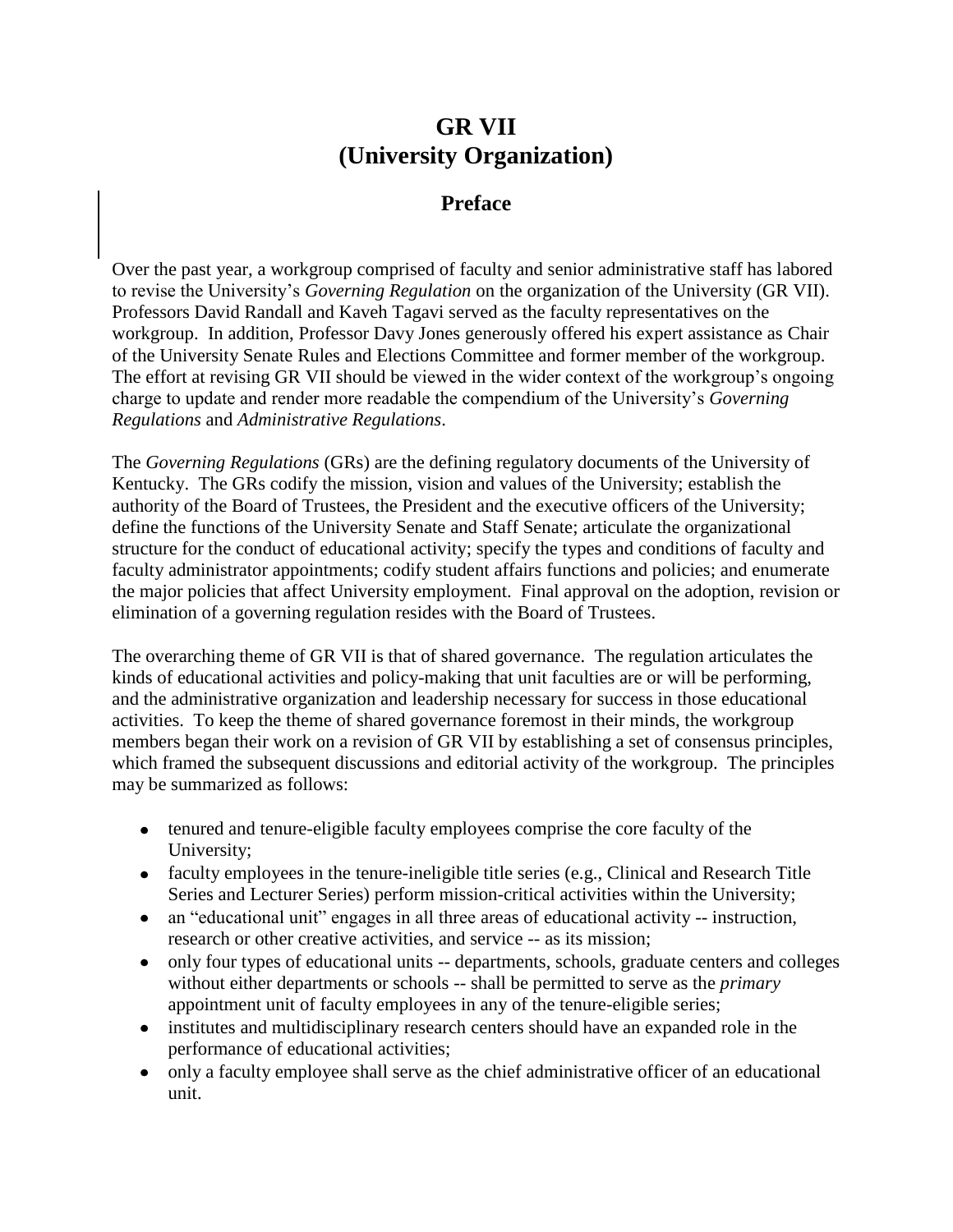# GR VII
# (University Organization)

## Preface

Over the past year, a workgroup comprised of faculty and senior administrative staff has labored to revise the University's *Governing Regulation* on the organization of the University (GR VII). Professors David Randall and Kaveh Tagavi served as the faculty representatives on the workgroup. In addition, Professor Davy Jones generously offered his expert assistance as Chair of the University Senate Rules and Elections Committee and former member of the workgroup. The effort at revising GR VII should be viewed in the wider context of the workgroup's ongoing charge to update and render more readable the compendium of the University's *Governing Regulations* and *Administrative Regulations*.

The *Governing Regulations* (GRs) are the defining regulatory documents of the University of Kentucky. The GRs codify the mission, vision and values of the University; establish the authority of the Board of Trustees, the President and the executive officers of the University; define the functions of the University Senate and Staff Senate; articulate the organizational structure for the conduct of educational activity; specify the types and conditions of faculty and faculty administrator appointments; codify student affairs functions and policies; and enumerate the major policies that affect University employment. Final approval on the adoption, revision or elimination of a governing regulation resides with the Board of Trustees.

The overarching theme of GR VII is that of shared governance. The regulation articulates the kinds of educational activities and policy-making that unit faculties are or will be performing, and the administrative organization and leadership necessary for success in those educational activities. To keep the theme of shared governance foremost in their minds, the workgroup members began their work on a revision of GR VII by establishing a set of consensus principles, which framed the subsequent discussions and editorial activity of the workgroup. The principles may be summarized as follows:

- tenured and tenure-eligible faculty employees comprise the core faculty of the University;
- faculty employees in the tenure-ineligible title series (e.g., Clinical and Research Title Series and Lecturer Series) perform mission-critical activities within the University;
- an "educational unit" engages in all three areas of educational activity -- instruction, research or other creative activities, and service -- as its mission;
- only four types of educational units -- departments, schools, graduate centers and colleges without either departments or schools -- shall be permitted to serve as the *primary* appointment unit of faculty employees in any of the tenure-eligible series;
- institutes and multidisciplinary research centers should have an expanded role in the performance of educational activities;
- only a faculty employee shall serve as the chief administrative officer of an educational unit.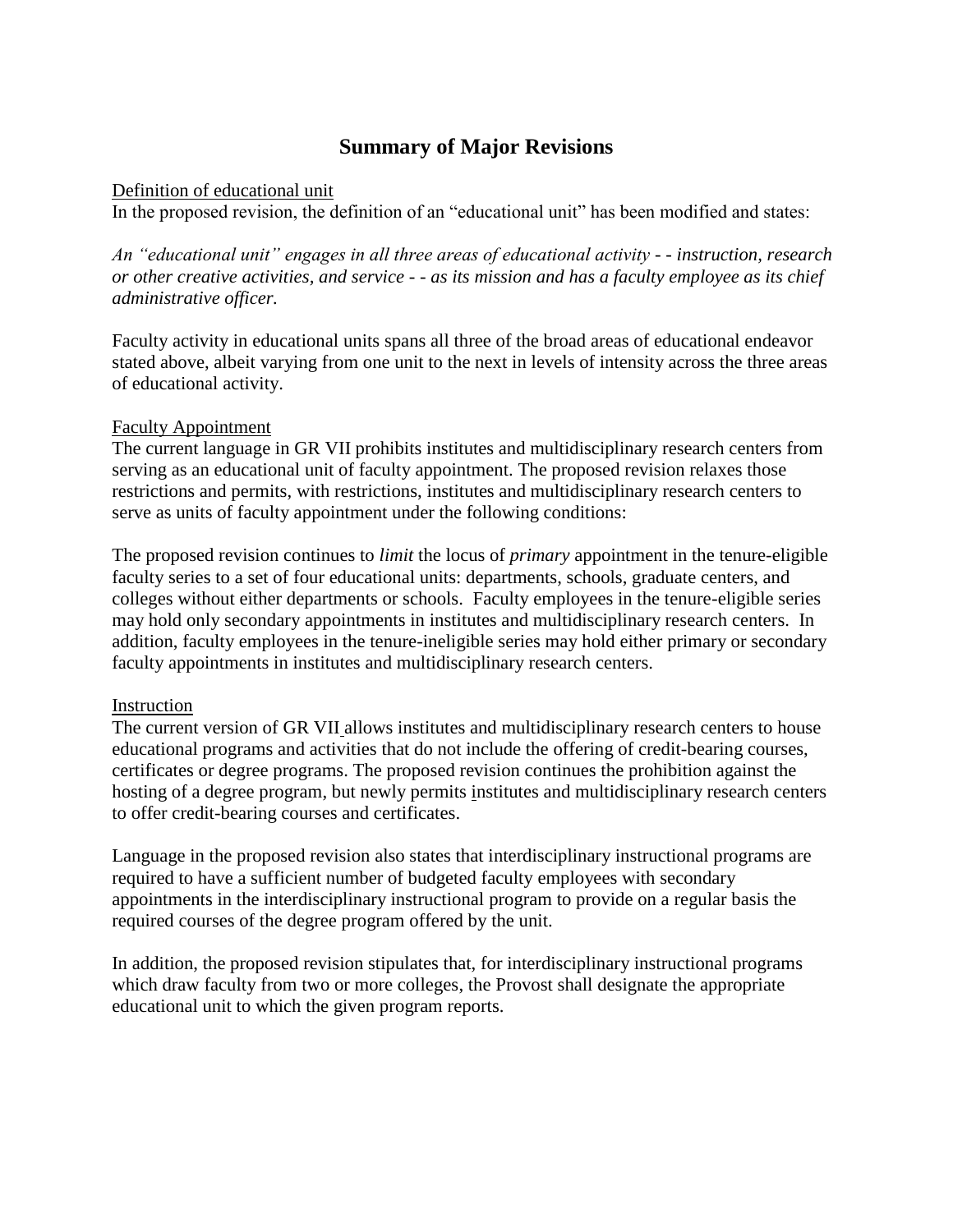# Summary of Major Revisions

Definition of educational unit

In the proposed revision, the definition of an "educational unit" has been modified and states:

*An "educational unit" engages in all three areas of educational activity - - instruction, research or other creative activities, and service - - as its mission and has a faculty employee as its chief administrative officer.*

Faculty activity in educational units spans all three of the broad areas of educational endeavor stated above, albeit varying from one unit to the next in levels of intensity across the three areas of educational activity.

Faculty Appointment

The current language in GR VII prohibits institutes and multidisciplinary research centers from serving as an educational unit of faculty appointment. The proposed revision relaxes those restrictions and permits, with restrictions, institutes and multidisciplinary research centers to serve as units of faculty appointment under the following conditions:

The proposed revision continues to *limit* the locus of *primary* appointment in the tenure-eligible faculty series to a set of four educational units: departments, schools, graduate centers, and colleges without either departments or schools. Faculty employees in the tenure-eligible series may hold only secondary appointments in institutes and multidisciplinary research centers. In addition, faculty employees in the tenure-ineligible series may hold either primary or secondary faculty appointments in institutes and multidisciplinary research centers.

Instruction

The current version of GR VII allows institutes and multidisciplinary research centers to house educational programs and activities that do not include the offering of credit-bearing courses, certificates or degree programs. The proposed revision continues the prohibition against the hosting of a degree program, but newly permits institutes and multidisciplinary research centers to offer credit-bearing courses and certificates.

Language in the proposed revision also states that interdisciplinary instructional programs are required to have a sufficient number of budgeted faculty employees with secondary appointments in the interdisciplinary instructional program to provide on a regular basis the required courses of the degree program offered by the unit.

In addition, the proposed revision stipulates that, for interdisciplinary instructional programs which draw faculty from two or more colleges, the Provost shall designate the appropriate educational unit to which the given program reports.